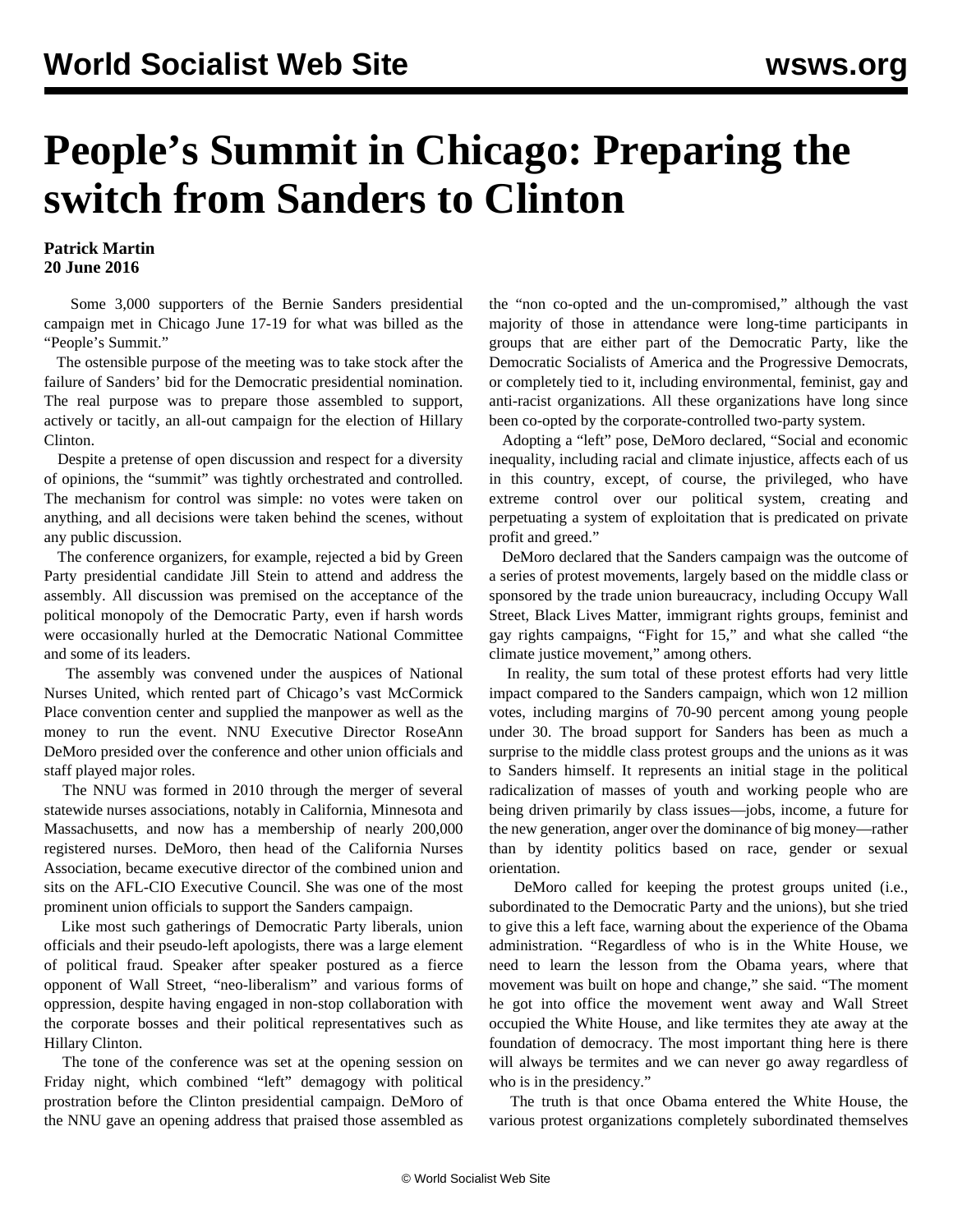# People's Summit in Chicago: Preparing the switch from Sanders to Clinton

**Patrick Martin**
**20 June 2016**

Some 3,000 supporters of the Bernie Sanders presidential campaign met in Chicago June 17-19 for what was billed as the "People's Summit."

The ostensible purpose of the meeting was to take stock after the failure of Sanders' bid for the Democratic presidential nomination. The real purpose was to prepare those assembled to support, actively or tacitly, an all-out campaign for the election of Hillary Clinton.

Despite a pretense of open discussion and respect for a diversity of opinions, the "summit" was tightly orchestrated and controlled. The mechanism for control was simple: no votes were taken on anything, and all decisions were taken behind the scenes, without any public discussion.

The conference organizers, for example, rejected a bid by Green Party presidential candidate Jill Stein to attend and address the assembly. All discussion was premised on the acceptance of the political monopoly of the Democratic Party, even if harsh words were occasionally hurled at the Democratic National Committee and some of its leaders.

The assembly was convened under the auspices of National Nurses United, which rented part of Chicago's vast McCormick Place convention center and supplied the manpower as well as the money to run the event. NNU Executive Director RoseAnn DeMoro presided over the conference and other union officials and staff played major roles.

The NNU was formed in 2010 through the merger of several statewide nurses associations, notably in California, Minnesota and Massachusetts, and now has a membership of nearly 200,000 registered nurses. DeMoro, then head of the California Nurses Association, became executive director of the combined union and sits on the AFL-CIO Executive Council. She was one of the most prominent union officials to support the Sanders campaign.

Like most such gatherings of Democratic Party liberals, union officials and their pseudo-left apologists, there was a large element of political fraud. Speaker after speaker postured as a fierce opponent of Wall Street, "neo-liberalism" and various forms of oppression, despite having engaged in non-stop collaboration with the corporate bosses and their political representatives such as Hillary Clinton.

The tone of the conference was set at the opening session on Friday night, which combined "left" demagogy with political prostration before the Clinton presidential campaign. DeMoro of the NNU gave an opening address that praised those assembled as the "non co-opted and the un-compromised," although the vast majority of those in attendance were long-time participants in groups that are either part of the Democratic Party, like the Democratic Socialists of America and the Progressive Democrats, or completely tied to it, including environmental, feminist, gay and anti-racist organizations. All these organizations have long since been co-opted by the corporate-controlled two-party system.

Adopting a "left" pose, DeMoro declared, "Social and economic inequality, including racial and climate injustice, affects each of us in this country, except, of course, the privileged, who have extreme control over our political system, creating and perpetuating a system of exploitation that is predicated on private profit and greed."

DeMoro declared that the Sanders campaign was the outcome of a series of protest movements, largely based on the middle class or sponsored by the trade union bureaucracy, including Occupy Wall Street, Black Lives Matter, immigrant rights groups, feminist and gay rights campaigns, "Fight for 15," and what she called "the climate justice movement," among others.

In reality, the sum total of these protest efforts had very little impact compared to the Sanders campaign, which won 12 million votes, including margins of 70-90 percent among young people under 30. The broad support for Sanders has been as much a surprise to the middle class protest groups and the unions as it was to Sanders himself. It represents an initial stage in the political radicalization of masses of youth and working people who are being driven primarily by class issues—jobs, income, a future for the new generation, anger over the dominance of big money—rather than by identity politics based on race, gender or sexual orientation.

DeMoro called for keeping the protest groups united (i.e., subordinated to the Democratic Party and the unions), but she tried to give this a left face, warning about the experience of the Obama administration. "Regardless of who is in the White House, we need to learn the lesson from the Obama years, where that movement was built on hope and change," she said. "The moment he got into office the movement went away and Wall Street occupied the White House, and like termites they ate away at the foundation of democracy. The most important thing here is there will always be termites and we can never go away regardless of who is in the presidency."

The truth is that once Obama entered the White House, the various protest organizations completely subordinated themselves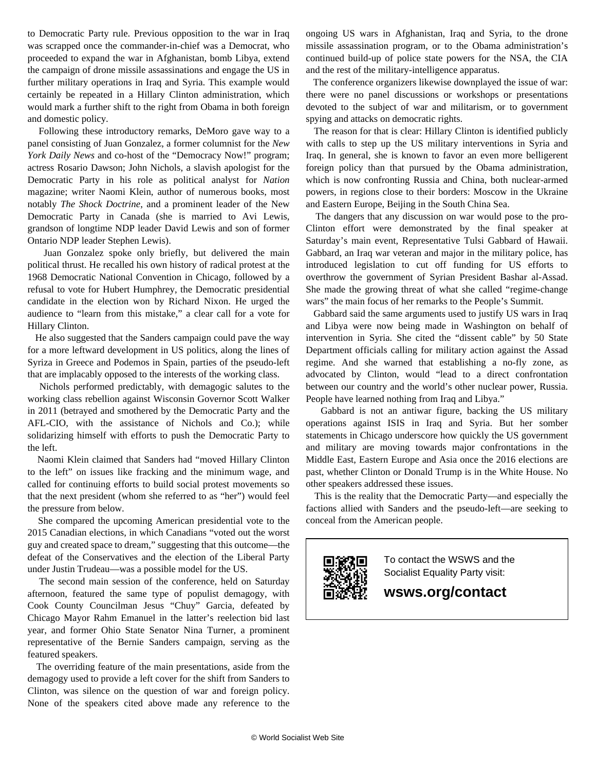to Democratic Party rule. Previous opposition to the war in Iraq was scrapped once the commander-in-chief was a Democrat, who proceeded to expand the war in Afghanistan, bomb Libya, extend the campaign of drone missile assassinations and engage the US in further military operations in Iraq and Syria. This example would certainly be repeated in a Hillary Clinton administration, which would mark a further shift to the right from Obama in both foreign and domestic policy.

Following these introductory remarks, DeMoro gave way to a panel consisting of Juan Gonzalez, a former columnist for the *New York Daily News* and co-host of the "Democracy Now!" program; actress Rosario Dawson; John Nichols, a slavish apologist for the Democratic Party in his role as political analyst for *Nation* magazine; writer Naomi Klein, author of numerous books, most notably *The Shock Doctrine*, and a prominent leader of the New Democratic Party in Canada (she is married to Avi Lewis, grandson of longtime NDP leader David Lewis and son of former Ontario NDP leader Stephen Lewis).

Juan Gonzalez spoke only briefly, but delivered the main political thrust. He recalled his own history of radical protest at the 1968 Democratic National Convention in Chicago, followed by a refusal to vote for Hubert Humphrey, the Democratic presidential candidate in the election won by Richard Nixon. He urged the audience to "learn from this mistake," a clear call for a vote for Hillary Clinton.

He also suggested that the Sanders campaign could pave the way for a more leftward development in US politics, along the lines of Syriza in Greece and Podemos in Spain, parties of the pseudo-left that are implacably opposed to the interests of the working class.

Nichols performed predictably, with demagogic salutes to the working class rebellion against Wisconsin Governor Scott Walker in 2011 (betrayed and smothered by the Democratic Party and the AFL-CIO, with the assistance of Nichols and Co.); while solidarizing himself with efforts to push the Democratic Party to the left.

Naomi Klein claimed that Sanders had "moved Hillary Clinton to the left" on issues like fracking and the minimum wage, and called for continuing efforts to build social protest movements so that the next president (whom she referred to as "her") would feel the pressure from below.

She compared the upcoming American presidential vote to the 2015 Canadian elections, in which Canadians "voted out the worst guy and created space to dream," suggesting that this outcome—the defeat of the Conservatives and the election of the Liberal Party under Justin Trudeau—was a possible model for the US.

The second main session of the conference, held on Saturday afternoon, featured the same type of populist demagogy, with Cook County Councilman Jesus "Chuy" Garcia, defeated by Chicago Mayor Rahm Emanuel in the latter's reelection bid last year, and former Ohio State Senator Nina Turner, a prominent representative of the Bernie Sanders campaign, serving as the featured speakers.

The overriding feature of the main presentations, aside from the demagogy used to provide a left cover for the shift from Sanders to Clinton, was silence on the question of war and foreign policy. None of the speakers cited above made any reference to the ongoing US wars in Afghanistan, Iraq and Syria, to the drone missile assassination program, or to the Obama administration's continued build-up of police state powers for the NSA, the CIA and the rest of the military-intelligence apparatus.

The conference organizers likewise downplayed the issue of war: there were no panel discussions or workshops or presentations devoted to the subject of war and militarism, or to government spying and attacks on democratic rights.

The reason for that is clear: Hillary Clinton is identified publicly with calls to step up the US military interventions in Syria and Iraq. In general, she is known to favor an even more belligerent foreign policy than that pursued by the Obama administration, which is now confronting Russia and China, both nuclear-armed powers, in regions close to their borders: Moscow in the Ukraine and Eastern Europe, Beijing in the South China Sea.

The dangers that any discussion on war would pose to the pro-Clinton effort were demonstrated by the final speaker at Saturday's main event, Representative Tulsi Gabbard of Hawaii. Gabbard, an Iraq war veteran and major in the military police, has introduced legislation to cut off funding for US efforts to overthrow the government of Syrian President Bashar al-Assad. She made the growing threat of what she called "regime-change wars" the main focus of her remarks to the People's Summit.

Gabbard said the same arguments used to justify US wars in Iraq and Libya were now being made in Washington on behalf of intervention in Syria. She cited the "dissent cable" by 50 State Department officials calling for military action against the Assad regime. And she warned that establishing a no-fly zone, as advocated by Clinton, would "lead to a direct confrontation between our country and the world's other nuclear power, Russia. People have learned nothing from Iraq and Libya."

Gabbard is not an antiwar figure, backing the US military operations against ISIS in Iraq and Syria. But her somber statements in Chicago underscore how quickly the US government and military are moving towards major confrontations in the Middle East, Eastern Europe and Asia once the 2016 elections are past, whether Clinton or Donald Trump is in the White House. No other speakers addressed these issues.

This is the reality that the Democratic Party—and especially the factions allied with Sanders and the pseudo-left—are seeking to conceal from the American people.

To contact the WSWS and the Socialist Equality Party visit:

**wsws.org/contact**